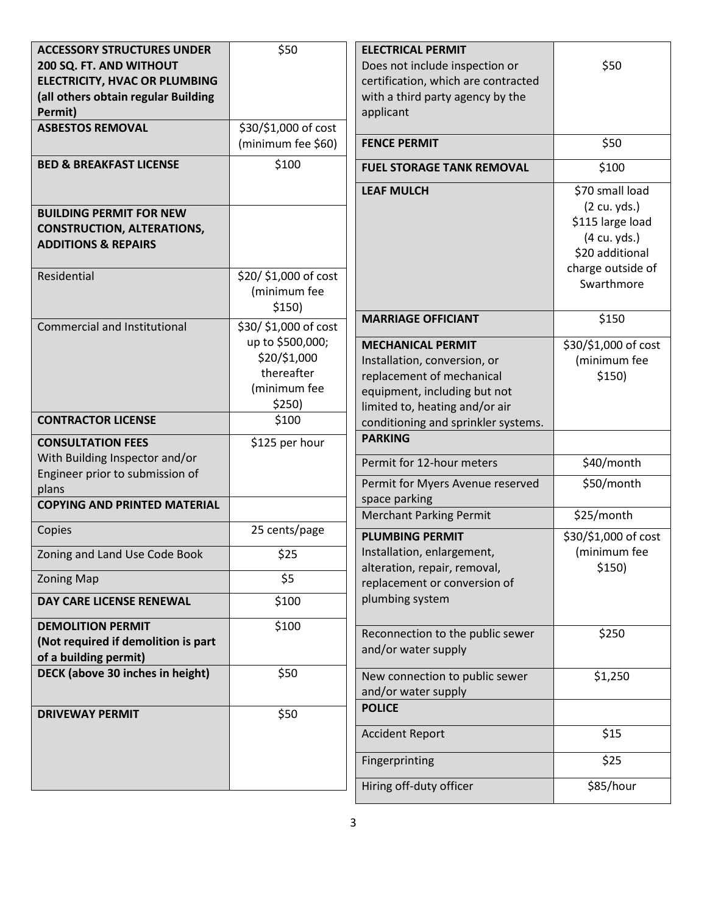| | |
|---|---|
| **ACCESSORY STRUCTURES UNDER 200 SQ. FT. AND WITHOUT ELECTRICITY, HVAC OR PLUMBING (all others obtain regular Building Permit)** | $50 |
| **ASBESTOS REMOVAL** | $30/$1,000 of cost (minimum fee $60) |
| **BED & BREAKFAST LICENSE** | $100 |
| **BUILDING PERMIT FOR NEW CONSTRUCTION, ALTERATIONS, ADDITIONS & REPAIRS** | |
| Residential | $20/ $1,000 of cost (minimum fee $150) |
| Commercial and Institutional | $30/ $1,000 of cost up to $500,000; $20/$1,000 thereafter (minimum fee $250) |
| **CONTRACTOR LICENSE** | $100 |
| **CONSULTATION FEES** With Building Inspector and/or Engineer prior to submission of plans | $125 per hour |
| **COPYING AND PRINTED MATERIAL** | |
| Copies | 25 cents/page |
| Zoning and Land Use Code Book | $25 |
| Zoning Map | $5 |
| **DAY CARE LICENSE RENEWAL** | $100 |
| **DEMOLITION PERMIT (Not required if demolition is part of a building permit)** | $100 |
| **DECK (above 30 inches in height)** | $50 |
| **DRIVEWAY PERMIT** | $50 |

| | |
|---|---|
| **ELECTRICAL PERMIT** Does not include inspection or certification, which are contracted with a third party agency by the applicant | $50 |
| **FENCE PERMIT** | $50 |
| **FUEL STORAGE TANK REMOVAL** | $100 |
| **LEAF MULCH** | $70 small load (2 cu. yds.) $115 large load (4 cu. yds.) $20 additional charge outside of Swarthmore |
| **MARRIAGE OFFICIANT** | $150 |
| **MECHANICAL PERMIT** Installation, conversion, or replacement of mechanical equipment, including but not limited to, heating and/or air conditioning and sprinkler systems. | $30/$1,000 of cost (minimum fee $150) |
| **PARKING** | |
| Permit for 12-hour meters | $40/month |
| Permit for Myers Avenue reserved space parking | $50/month |
| Merchant Parking Permit | $25/month |
| **PLUMBING PERMIT** Installation, enlargement, alteration, repair, removal, replacement or conversion of plumbing system | $30/$1,000 of cost (minimum fee $150) |
| Reconnection to the public sewer and/or water supply | $250 |
| New connection to public sewer and/or water supply | $1,250 |
| **POLICE** | |
| Accident Report | $15 |
| Fingerprinting | $25 |
| Hiring off-duty officer | $85/hour |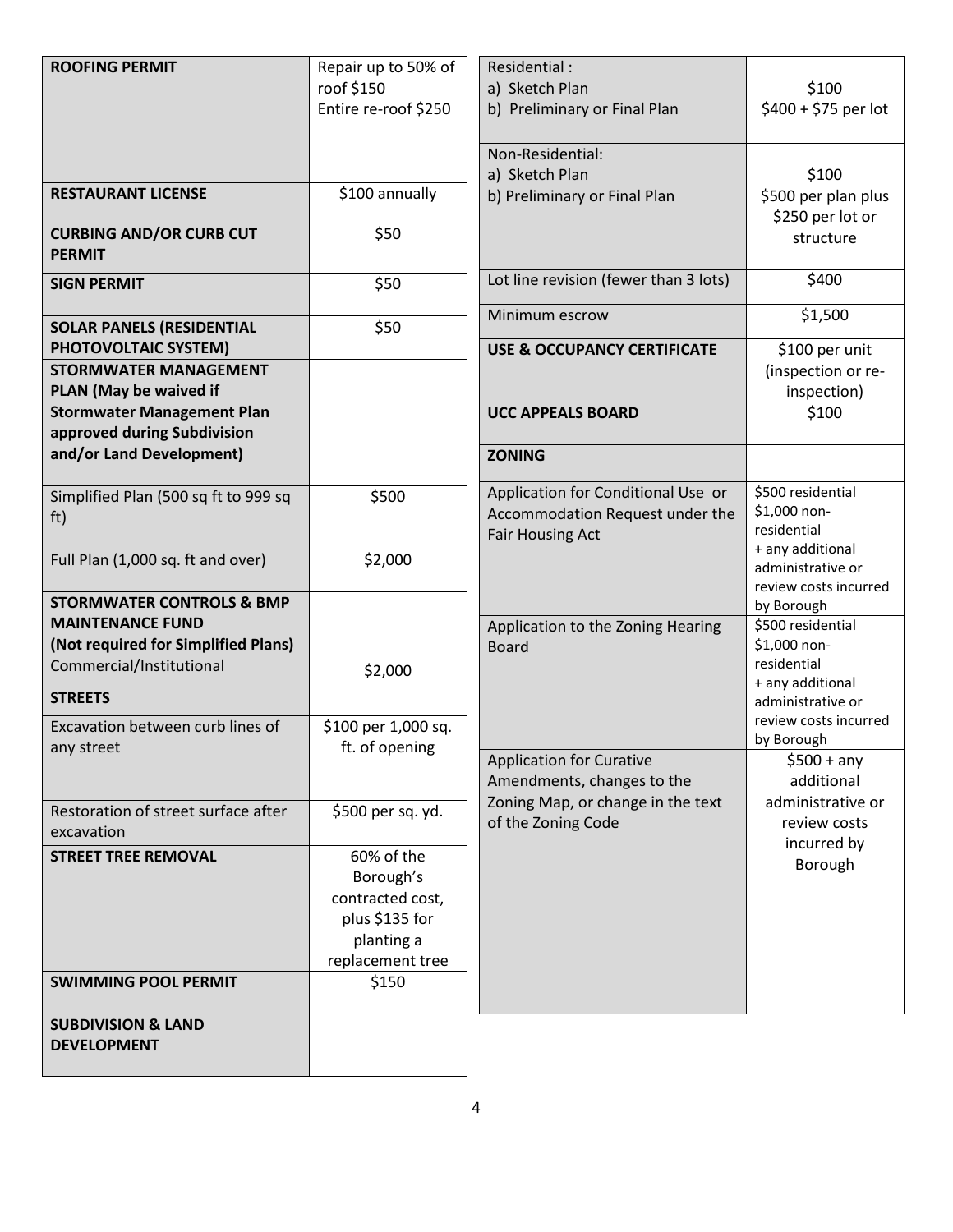| | |
|---|---|
| **ROOFING PERMIT** | Repair up to 50% of roof $150<br>Entire re-roof $250 |
| **RESTAURANT LICENSE** | $100 annually |
| **CURBING AND/OR CURB CUT PERMIT** | $50 |
| **SIGN PERMIT** | $50 |
| **SOLAR PANELS (RESIDENTIAL PHOTOVOLTAIC SYSTEM)** | $50 |
| **STORMWATER MANAGEMENT PLAN (May be waived if Stormwater Management Plan approved during Subdivision and/or Land Development)** | |
| Simplified Plan (500 sq ft to 999 sq ft) | $500 |
| Full Plan (1,000 sq. ft and over) | $2,000 |
| **STORMWATER CONTROLS & BMP MAINTENANCE FUND (Not required for Simplified Plans)** | |
| Commercial/Institutional | $2,000 |
| **STREETS** | |
| Excavation between curb lines of any street | $100 per 1,000 sq. ft. of opening |
| Restoration of street surface after excavation | $500 per sq. yd. |
| **STREET TREE REMOVAL** | 60% of the Borough's contracted cost, plus $135 for planting a replacement tree |
| **SWIMMING POOL PERMIT** | $150 |
| **SUBDIVISION & LAND DEVELOPMENT** | |
| Residential :<br>a) Sketch Plan<br>b) Preliminary or Final Plan | <br>$100<br>$400 + $75 per lot |
| Non-Residential:<br>a) Sketch Plan<br>b) Preliminary or Final Plan | <br>$100<br>$500 per plan plus $250 per lot or structure |
| Lot line revision (fewer than 3 lots) | $400 |
| Minimum escrow | $1,500 |
| **USE & OCCUPANCY CERTIFICATE** | $100 per unit (inspection or re-inspection) |
| **UCC APPEALS BOARD** | $100 |
| **ZONING** | |
| Application for Conditional Use or Accommodation Request under the Fair Housing Act | $500 residential<br>$1,000 non-residential<br>+ any additional administrative or review costs incurred by Borough |
| Application to the Zoning Hearing Board | $500 residential<br>$1,000 non-residential<br>+ any additional administrative or review costs incurred by Borough |
| Application for Curative Amendments, changes to the Zoning Map, or change in the text of the Zoning Code | $500 + any additional administrative or review costs incurred by Borough |